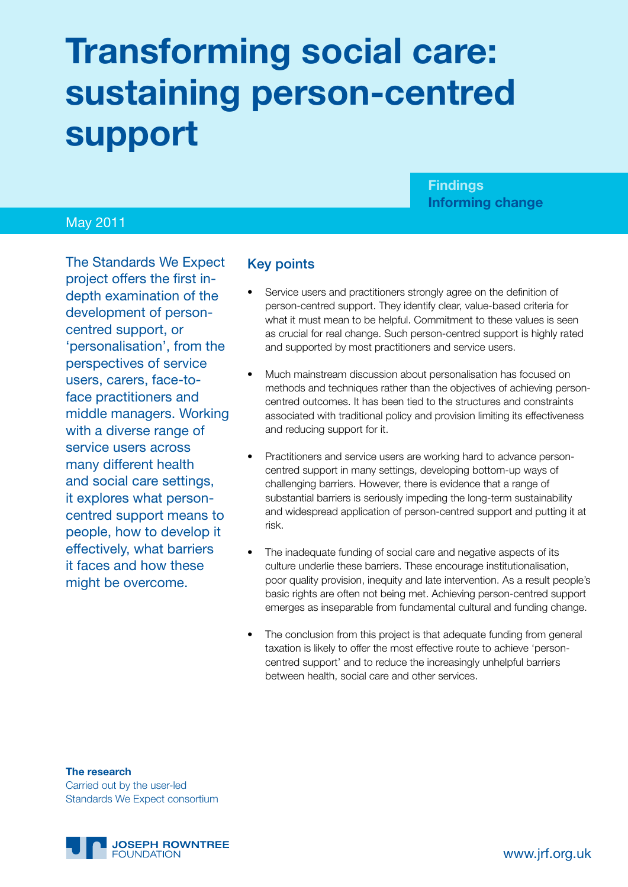# Transforming social care: sustaining person-centred support

**Findings**
**Informing change**

May 2011

The Standards We Expect project offers the first in-depth examination of the development of person-centred support, or 'personalisation', from the perspectives of service users, carers, face-to-face practitioners and middle managers. Working with a diverse range of service users across many different health and social care settings, it explores what person-centred support means to people, how to develop it effectively, what barriers it faces and how these might be overcome.

## Key points

- Service users and practitioners strongly agree on the definition of person-centred support. They identify clear, value-based criteria for what it must mean to be helpful. Commitment to these values is seen as crucial for real change. Such person-centred support is highly rated and supported by most practitioners and service users.
- Much mainstream discussion about personalisation has focused on methods and techniques rather than the objectives of achieving person-centred outcomes. It has been tied to the structures and constraints associated with traditional policy and provision limiting its effectiveness and reducing support for it.
- Practitioners and service users are working hard to advance person-centred support in many settings, developing bottom-up ways of challenging barriers. However, there is evidence that a range of substantial barriers is seriously impeding the long-term sustainability and widespread application of person-centred support and putting it at risk.
- The inadequate funding of social care and negative aspects of its culture underlie these barriers. These encourage institutionalisation, poor quality provision, inequity and late intervention. As a result people's basic rights are often not being met. Achieving person-centred support emerges as inseparable from fundamental cultural and funding change.
- The conclusion from this project is that adequate funding from general taxation is likely to offer the most effective route to achieve 'person-centred support' and to reduce the increasingly unhelpful barriers between health, social care and other services.

**The research**
Carried out by the user-led Standards We Expect consortium

JOSEPH ROWNTREE FOUNDATION

www.jrf.org.uk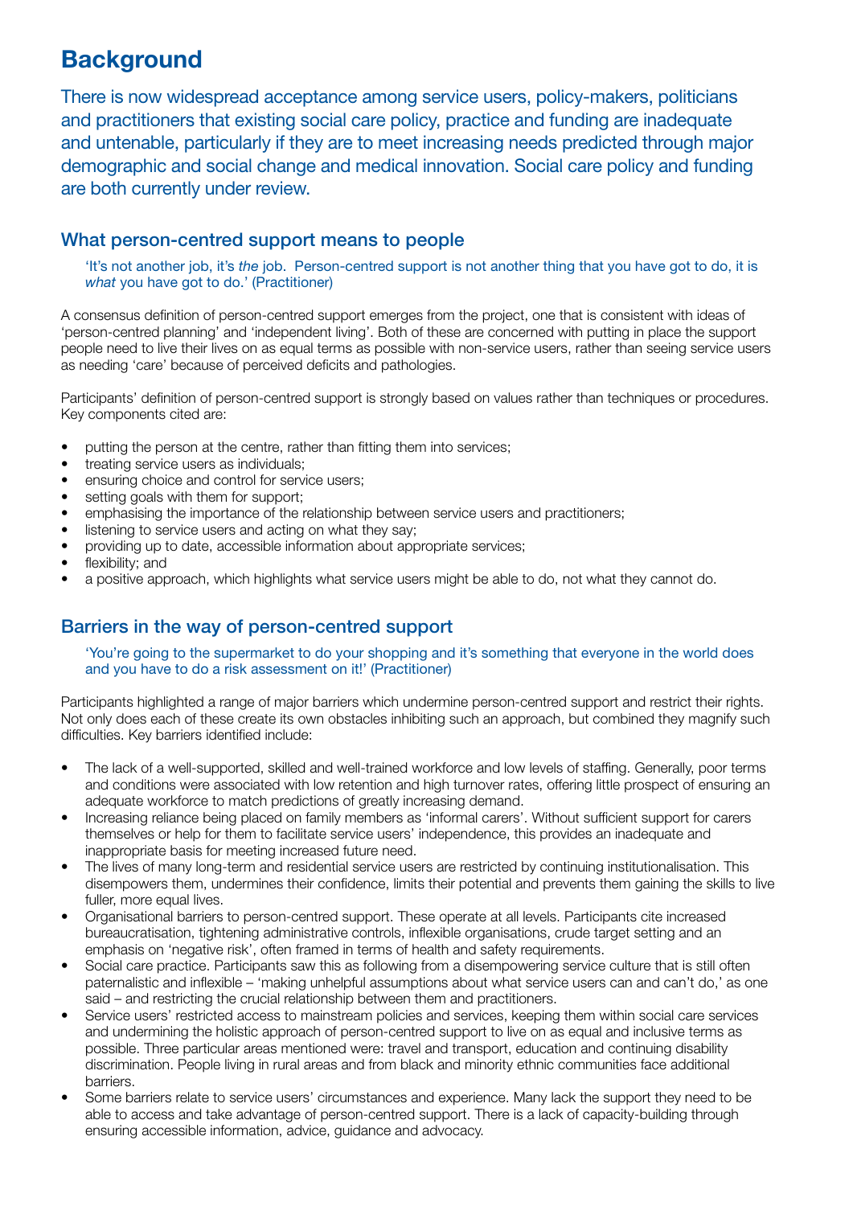# Background

There is now widespread acceptance among service users, policy-makers, politicians and practitioners that existing social care policy, practice and funding are inadequate and untenable, particularly if they are to meet increasing needs predicted through major demographic and social change and medical innovation. Social care policy and funding are both currently under review.

## What person-centred support means to people

> 'It's not another job, it's *the* job. Person-centred support is not another thing that you have got to do, it is *what* you have got to do.' (Practitioner)

A consensus definition of person-centred support emerges from the project, one that is consistent with ideas of 'person-centred planning' and 'independent living'. Both of these are concerned with putting in place the support people need to live their lives on as equal terms as possible with non-service users, rather than seeing service users as needing 'care' because of perceived deficits and pathologies.

Participants' definition of person-centred support is strongly based on values rather than techniques or procedures. Key components cited are:

- putting the person at the centre, rather than fitting them into services;
- treating service users as individuals;
- ensuring choice and control for service users;
- setting goals with them for support;
- emphasising the importance of the relationship between service users and practitioners;
- listening to service users and acting on what they say;
- providing up to date, accessible information about appropriate services;
- flexibility; and
- a positive approach, which highlights what service users might be able to do, not what they cannot do.

## Barriers in the way of person-centred support

> 'You're going to the supermarket to do your shopping and it's something that everyone in the world does and you have to do a risk assessment on it!' (Practitioner)

Participants highlighted a range of major barriers which undermine person-centred support and restrict their rights. Not only does each of these create its own obstacles inhibiting such an approach, but combined they magnify such difficulties. Key barriers identified include:

- The lack of a well-supported, skilled and well-trained workforce and low levels of staffing. Generally, poor terms and conditions were associated with low retention and high turnover rates, offering little prospect of ensuring an adequate workforce to match predictions of greatly increasing demand.
- Increasing reliance being placed on family members as 'informal carers'. Without sufficient support for carers themselves or help for them to facilitate service users' independence, this provides an inadequate and inappropriate basis for meeting increased future need.
- The lives of many long-term and residential service users are restricted by continuing institutionalisation. This disempowers them, undermines their confidence, limits their potential and prevents them gaining the skills to live fuller, more equal lives.
- Organisational barriers to person-centred support. These operate at all levels. Participants cite increased bureaucratisation, tightening administrative controls, inflexible organisations, crude target setting and an emphasis on 'negative risk', often framed in terms of health and safety requirements.
- Social care practice. Participants saw this as following from a disempowering service culture that is still often paternalistic and inflexible – 'making unhelpful assumptions about what service users can and can't do,' as one said – and restricting the crucial relationship between them and practitioners.
- Service users' restricted access to mainstream policies and services, keeping them within social care services and undermining the holistic approach of person-centred support to live on as equal and inclusive terms as possible. Three particular areas mentioned were: travel and transport, education and continuing disability discrimination. People living in rural areas and from black and minority ethnic communities face additional barriers.
- Some barriers relate to service users' circumstances and experience. Many lack the support they need to be able to access and take advantage of person-centred support. There is a lack of capacity-building through ensuring accessible information, advice, guidance and advocacy.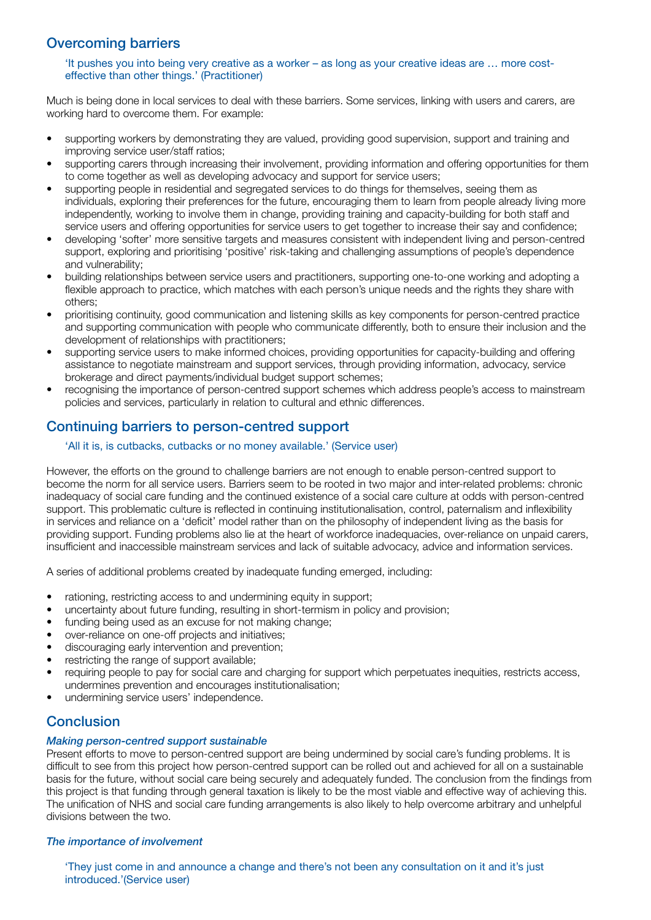## Overcoming barriers

> 'It pushes you into being very creative as a worker – as long as your creative ideas are … more cost-effective than other things.' (Practitioner)

Much is being done in local services to deal with these barriers. Some services, linking with users and carers, are working hard to overcome them. For example:

- supporting workers by demonstrating they are valued, providing good supervision, support and training and improving service user/staff ratios;
- supporting carers through increasing their involvement, providing information and offering opportunities for them to come together as well as developing advocacy and support for service users;
- supporting people in residential and segregated services to do things for themselves, seeing them as individuals, exploring their preferences for the future, encouraging them to learn from people already living more independently, working to involve them in change, providing training and capacity-building for both staff and service users and offering opportunities for service users to get together to increase their say and confidence;
- developing 'softer' more sensitive targets and measures consistent with independent living and person-centred support, exploring and prioritising 'positive' risk-taking and challenging assumptions of people's dependence and vulnerability;
- building relationships between service users and practitioners, supporting one-to-one working and adopting a flexible approach to practice, which matches with each person's unique needs and the rights they share with others;
- prioritising continuity, good communication and listening skills as key components for person-centred practice and supporting communication with people who communicate differently, both to ensure their inclusion and the development of relationships with practitioners;
- supporting service users to make informed choices, providing opportunities for capacity-building and offering assistance to negotiate mainstream and support services, through providing information, advocacy, service brokerage and direct payments/individual budget support schemes;
- recognising the importance of person-centred support schemes which address people's access to mainstream policies and services, particularly in relation to cultural and ethnic differences.

## Continuing barriers to person-centred support

> 'All it is, is cutbacks, cutbacks or no money available.' (Service user)

However, the efforts on the ground to challenge barriers are not enough to enable person-centred support to become the norm for all service users. Barriers seem to be rooted in two major and inter-related problems: chronic inadequacy of social care funding and the continued existence of a social care culture at odds with person-centred support. This problematic culture is reflected in continuing institutionalisation, control, paternalism and inflexibility in services and reliance on a 'deficit' model rather than on the philosophy of independent living as the basis for providing support. Funding problems also lie at the heart of workforce inadequacies, over-reliance on unpaid carers, insufficient and inaccessible mainstream services and lack of suitable advocacy, advice and information services.

A series of additional problems created by inadequate funding emerged, including:

- rationing, restricting access to and undermining equity in support;
- uncertainty about future funding, resulting in short-termism in policy and provision;
- funding being used as an excuse for not making change;
- over-reliance on one-off projects and initiatives;
- discouraging early intervention and prevention;
- restricting the range of support available;
- requiring people to pay for social care and charging for support which perpetuates inequities, restricts access, undermines prevention and encourages institutionalisation;
- undermining service users' independence.

## Conclusion

### *Making person-centred support sustainable*

Present efforts to move to person-centred support are being undermined by social care's funding problems. It is difficult to see from this project how person-centred support can be rolled out and achieved for all on a sustainable basis for the future, without social care being securely and adequately funded. The conclusion from the findings from this project is that funding through general taxation is likely to be the most viable and effective way of achieving this. The unification of NHS and social care funding arrangements is also likely to help overcome arbitrary and unhelpful divisions between the two.

### *The importance of involvement*

> 'They just come in and announce a change and there's not been any consultation on it and it's just introduced.'(Service user)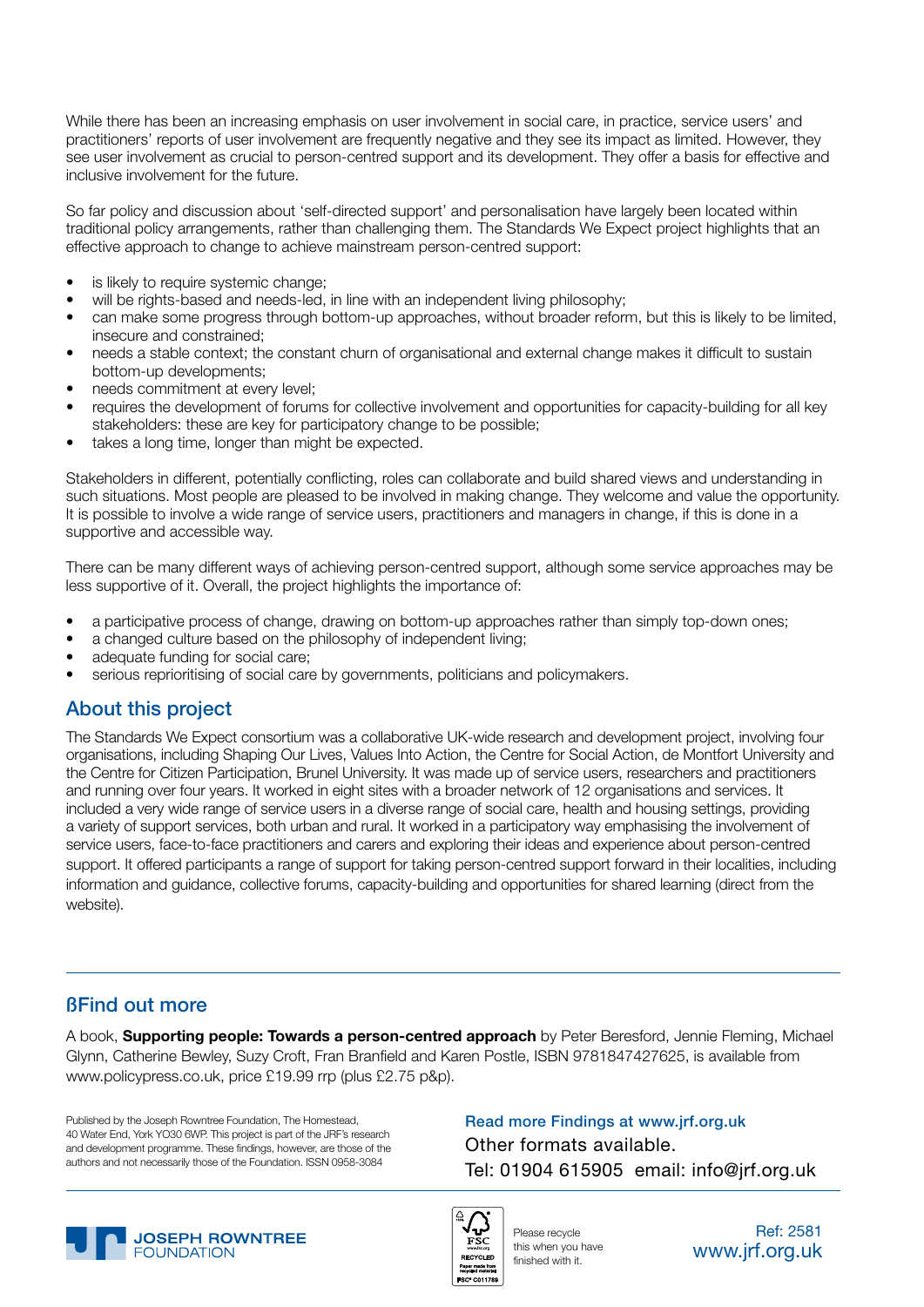While there has been an increasing emphasis on user involvement in social care, in practice, service users' and practitioners' reports of user involvement are frequently negative and they see its impact as limited. However, they see user involvement as crucial to person-centred support and its development. They offer a basis for effective and inclusive involvement for the future.

So far policy and discussion about 'self-directed support' and personalisation have largely been located within traditional policy arrangements, rather than challenging them. The Standards We Expect project highlights that an effective approach to change to achieve mainstream person-centred support:

- is likely to require systemic change;
- will be rights-based and needs-led, in line with an independent living philosophy;
- can make some progress through bottom-up approaches, without broader reform, but this is likely to be limited, insecure and constrained;
- needs a stable context; the constant churn of organisational and external change makes it difficult to sustain bottom-up developments;
- needs commitment at every level;
- requires the development of forums for collective involvement and opportunities for capacity-building for all key stakeholders: these are key for participatory change to be possible;
- takes a long time, longer than might be expected.

Stakeholders in different, potentially conflicting, roles can collaborate and build shared views and understanding in such situations. Most people are pleased to be involved in making change. They welcome and value the opportunity. It is possible to involve a wide range of service users, practitioners and managers in change, if this is done in a supportive and accessible way.

There can be many different ways of achieving person-centred support, although some service approaches may be less supportive of it. Overall, the project highlights the importance of:

- a participative process of change, drawing on bottom-up approaches rather than simply top-down ones;
- a changed culture based on the philosophy of independent living;
- adequate funding for social care;
- serious reprioritising of social care by governments, politicians and policymakers.

## About this project

The Standards We Expect consortium was a collaborative UK-wide research and development project, involving four organisations, including Shaping Our Lives, Values Into Action, the Centre for Social Action, de Montfort University and the Centre for Citizen Participation, Brunel University. It was made up of service users, researchers and practitioners and running over four years. It worked in eight sites with a broader network of 12 organisations and services. It included a very wide range of service users in a diverse range of social care, health and housing settings, providing a variety of support services, both urban and rural. It worked in a participatory way emphasising the involvement of service users, face-to-face practitioners and carers and exploring their ideas and experience about person-centred support. It offered participants a range of support for taking person-centred support forward in their localities, including information and guidance, collective forums, capacity-building and opportunities for shared learning (direct from the website).

## ßFind out more

A book, **Supporting people: Towards a person-centred approach** by Peter Beresford, Jennie Fleming, Michael Glynn, Catherine Bewley, Suzy Croft, Fran Branfield and Karen Postle, ISBN 9781847427625, is available from www.policypress.co.uk, price £19.99 rrp (plus £2.75 p&p).

Published by the Joseph Rowntree Foundation, The Homestead, 40 Water End, York YO30 6WP. This project is part of the JRF's research and development programme. These findings, however, are those of the authors and not necessarily those of the Foundation. ISSN 0958-3084

Read more Findings at www.jrf.org.uk
Other formats available.
Tel: 01904 615905 email: info@jrf.org.uk

JOSEPH ROWNTREE FOUNDATION

Please recycle this when you have finished with it.

Ref: 2581
www.jrf.org.uk